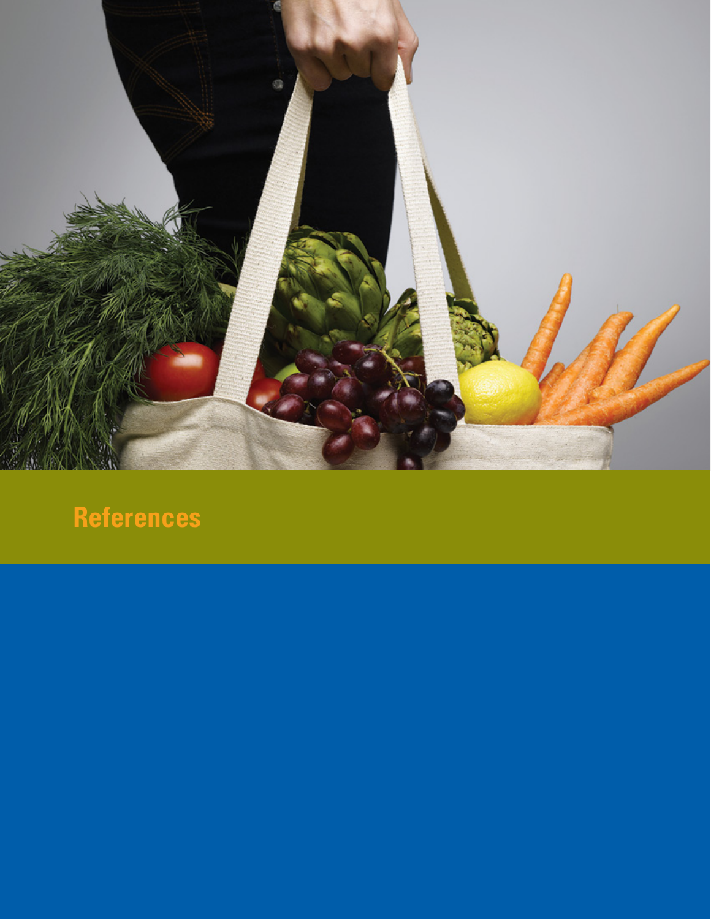# References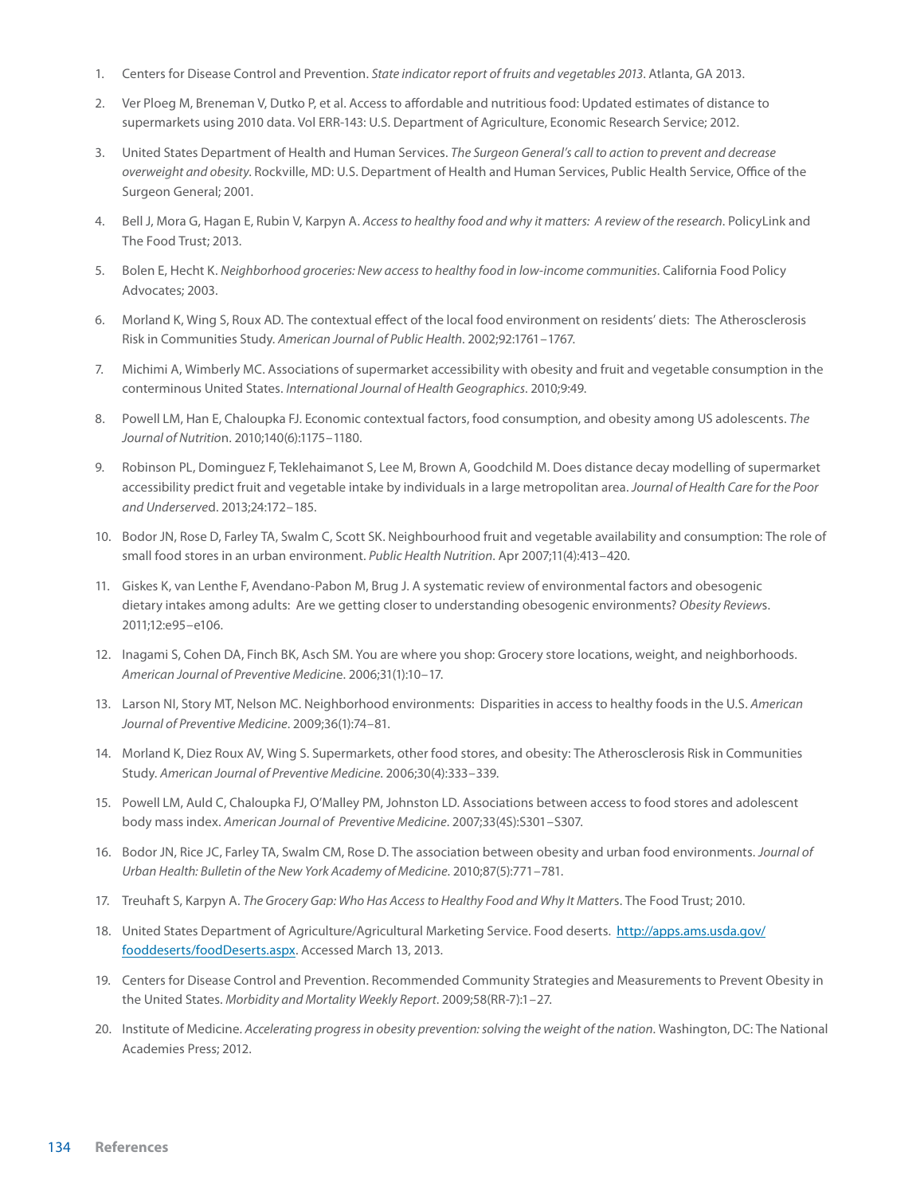1. Centers for Disease Control and Prevention. *State indicator report of fruits and vegetables 2013*. Atlanta, GA 2013.

2. Ver Ploeg M, Breneman V, Dutko P, et al. Access to affordable and nutritious food: Updated estimates of distance to supermarkets using 2010 data. Vol ERR-143: U.S. Department of Agriculture, Economic Research Service; 2012.

3. United States Department of Health and Human Services. *The Surgeon General's call to action to prevent and decrease overweight and obesity*. Rockville, MD: U.S. Department of Health and Human Services, Public Health Service, Office of the Surgeon General; 2001.

4. Bell J, Mora G, Hagan E, Rubin V, Karpyn A. *Access to healthy food and why it matters: A review of the research*. PolicyLink and The Food Trust; 2013.

5. Bolen E, Hecht K. *Neighborhood groceries: New access to healthy food in low-income communities*. California Food Policy Advocates; 2003.

6. Morland K, Wing S, Roux AD. The contextual effect of the local food environment on residents' diets: The Atherosclerosis Risk in Communities Study. *American Journal of Public Health*. 2002;92:1761–1767.

7. Michimi A, Wimberly MC. Associations of supermarket accessibility with obesity and fruit and vegetable consumption in the conterminous United States. *International Journal of Health Geographics*. 2010;9:49.

8. Powell LM, Han E, Chaloupka FJ. Economic contextual factors, food consumption, and obesity among US adolescents. *The Journal of Nutrition*. 2010;140(6):1175–1180.

9. Robinson PL, Dominguez F, Teklehaimanot S, Lee M, Brown A, Goodchild M. Does distance decay modelling of supermarket accessibility predict fruit and vegetable intake by individuals in a large metropolitan area. *Journal of Health Care for the Poor and Underserved*. 2013;24:172–185.

10. Bodor JN, Rose D, Farley TA, Swalm C, Scott SK. Neighbourhood fruit and vegetable availability and consumption: The role of small food stores in an urban environment. *Public Health Nutrition*. Apr 2007;11(4):413–420.

11. Giskes K, van Lenthe F, Avendano-Pabon M, Brug J. A systematic review of environmental factors and obesogenic dietary intakes among adults: Are we getting closer to understanding obesogenic environments? *Obesity Reviews*. 2011;12:e95–e106.

12. Inagami S, Cohen DA, Finch BK, Asch SM. You are where you shop: Grocery store locations, weight, and neighborhoods. *American Journal of Preventive Medicine*. 2006;31(1):10–17.

13. Larson NI, Story MT, Nelson MC. Neighborhood environments: Disparities in access to healthy foods in the U.S. *American Journal of Preventive Medicine*. 2009;36(1):74–81.

14. Morland K, Diez Roux AV, Wing S. Supermarkets, other food stores, and obesity: The Atherosclerosis Risk in Communities Study. *American Journal of Preventive Medicine*. 2006;30(4):333–339.

15. Powell LM, Auld C, Chaloupka FJ, O'Malley PM, Johnston LD. Associations between access to food stores and adolescent body mass index. *American Journal of Preventive Medicine*. 2007;33(4S):S301–S307.

16. Bodor JN, Rice JC, Farley TA, Swalm CM, Rose D. The association between obesity and urban food environments. *Journal of Urban Health: Bulletin of the New York Academy of Medicine*. 2010;87(5):771–781.

17. Treuhaft S, Karpyn A. *The Grocery Gap: Who Has Access to Healthy Food and Why It Matters*. The Food Trust; 2010.

18. United States Department of Agriculture/Agricultural Marketing Service. Food deserts. http://apps.ams.usda.gov/fooddeserts/foodDeserts.aspx. Accessed March 13, 2013.

19. Centers for Disease Control and Prevention. Recommended Community Strategies and Measurements to Prevent Obesity in the United States. *Morbidity and Mortality Weekly Report*. 2009;58(RR-7):1–27.

20. Institute of Medicine. *Accelerating progress in obesity prevention: solving the weight of the nation*. Washington, DC: The National Academies Press; 2012.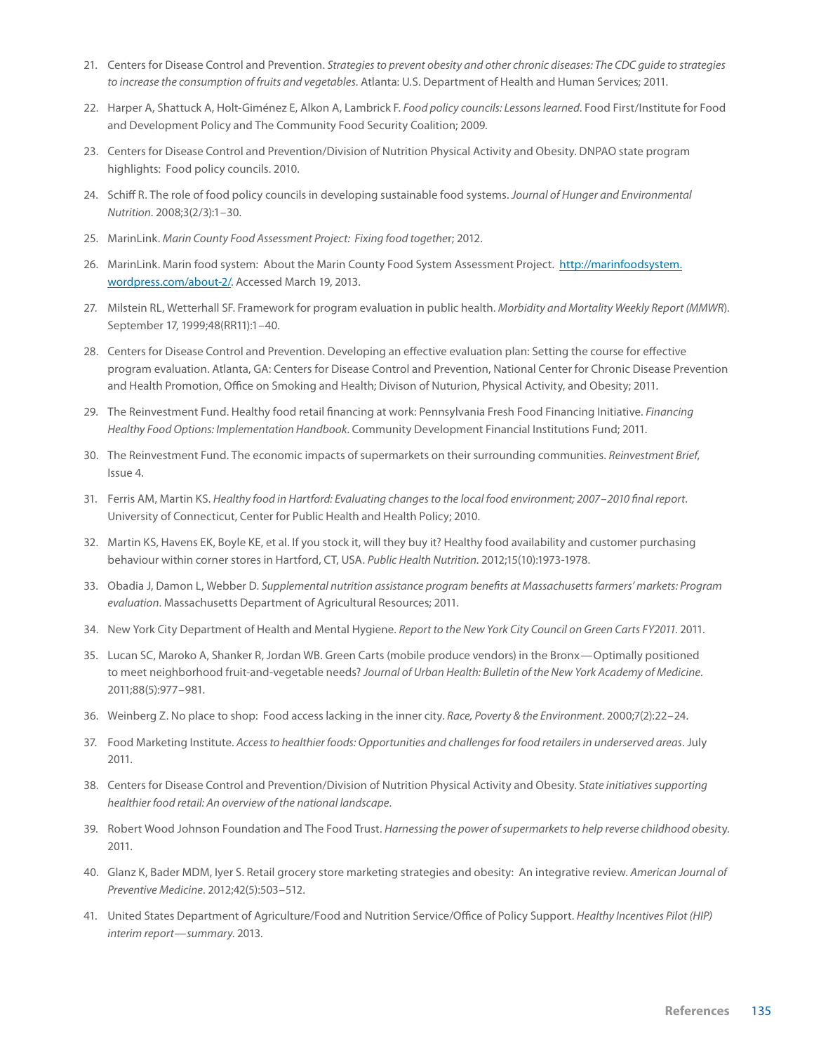21. Centers for Disease Control and Prevention. *Strategies to prevent obesity and other chronic diseases: The CDC guide to strategies to increase the consumption of fruits and vegetables*. Atlanta: U.S. Department of Health and Human Services; 2011.

22. Harper A, Shattuck A, Holt-Giménez E, Alkon A, Lambrick F. *Food policy councils: Lessons learned*. Food First/Institute for Food and Development Policy and The Community Food Security Coalition; 2009.

23. Centers for Disease Control and Prevention/Division of Nutrition Physical Activity and Obesity. DNPAO state program highlights: Food policy councils. 2010.

24. Schiff R. The role of food policy councils in developing sustainable food systems. *Journal of Hunger and Environmental Nutrition*. 2008;3(2/3):1–30.

25. MarinLink. *Marin County Food Assessment Project: Fixing food together*; 2012.

26. MarinLink. Marin food system: About the Marin County Food System Assessment Project. http://marinfoodsystem.wordpress.com/about-2/. Accessed March 19, 2013.

27. Milstein RL, Wetterhall SF. Framework for program evaluation in public health. *Morbidity and Mortality Weekly Report (MMWR*). September 17, 1999;48(RR11):1–40.

28. Centers for Disease Control and Prevention. Developing an effective evaluation plan: Setting the course for effective program evaluation. Atlanta, GA: Centers for Disease Control and Prevention, National Center for Chronic Disease Prevention and Health Promotion, Office on Smoking and Health; Divison of Nuturion, Physical Activity, and Obesity; 2011.

29. The Reinvestment Fund. Healthy food retail financing at work: Pennsylvania Fresh Food Financing Initiative. *Financing Healthy Food Options: Implementation Handbook*. Community Development Financial Institutions Fund; 2011.

30. The Reinvestment Fund. The economic impacts of supermarkets on their surrounding communities. *Reinvestment Brief*, Issue 4.

31. Ferris AM, Martin KS. *Healthy food in Hartford: Evaluating changes to the local food environment; 2007–2010 final report*. University of Connecticut, Center for Public Health and Health Policy; 2010.

32. Martin KS, Havens EK, Boyle KE, et al. If you stock it, will they buy it? Healthy food availability and customer purchasing behaviour within corner stores in Hartford, CT, USA. *Public Health Nutrition*. 2012;15(10):1973-1978.

33. Obadia J, Damon L, Webber D. *Supplemental nutrition assistance program benefits at Massachusetts farmers' markets: Program evaluation*. Massachusetts Department of Agricultural Resources; 2011.

34. New York City Department of Health and Mental Hygiene. *Report to the New York City Council on Green Carts FY2011*. 2011.

35. Lucan SC, Maroko A, Shanker R, Jordan WB. Green Carts (mobile produce vendors) in the Bronx—Optimally positioned to meet neighborhood fruit-and-vegetable needs? *Journal of Urban Health: Bulletin of the New York Academy of Medicine*. 2011;88(5):977–981.

36. Weinberg Z. No place to shop: Food access lacking in the inner city. *Race, Poverty & the Environment*. 2000;7(2):22–24.

37. Food Marketing Institute. *Access to healthier foods: Opportunities and challenges for food retailers in underserved areas*. July 2011.

38. Centers for Disease Control and Prevention/Division of Nutrition Physical Activity and Obesity. S*tate initiatives supporting healthier food retail: An overview of the national landscape*.

39. Robert Wood Johnson Foundation and The Food Trust. *Harnessing the power of supermarkets to help reverse childhood obesit*y. 2011.

40. Glanz K, Bader MDM, Iyer S. Retail grocery store marketing strategies and obesity: An integrative review. *American Journal of Preventive Medicine*. 2012;42(5):503–512.

41. United States Department of Agriculture/Food and Nutrition Service/Office of Policy Support. *Healthy Incentives Pilot (HIP) interim report—summary*. 2013.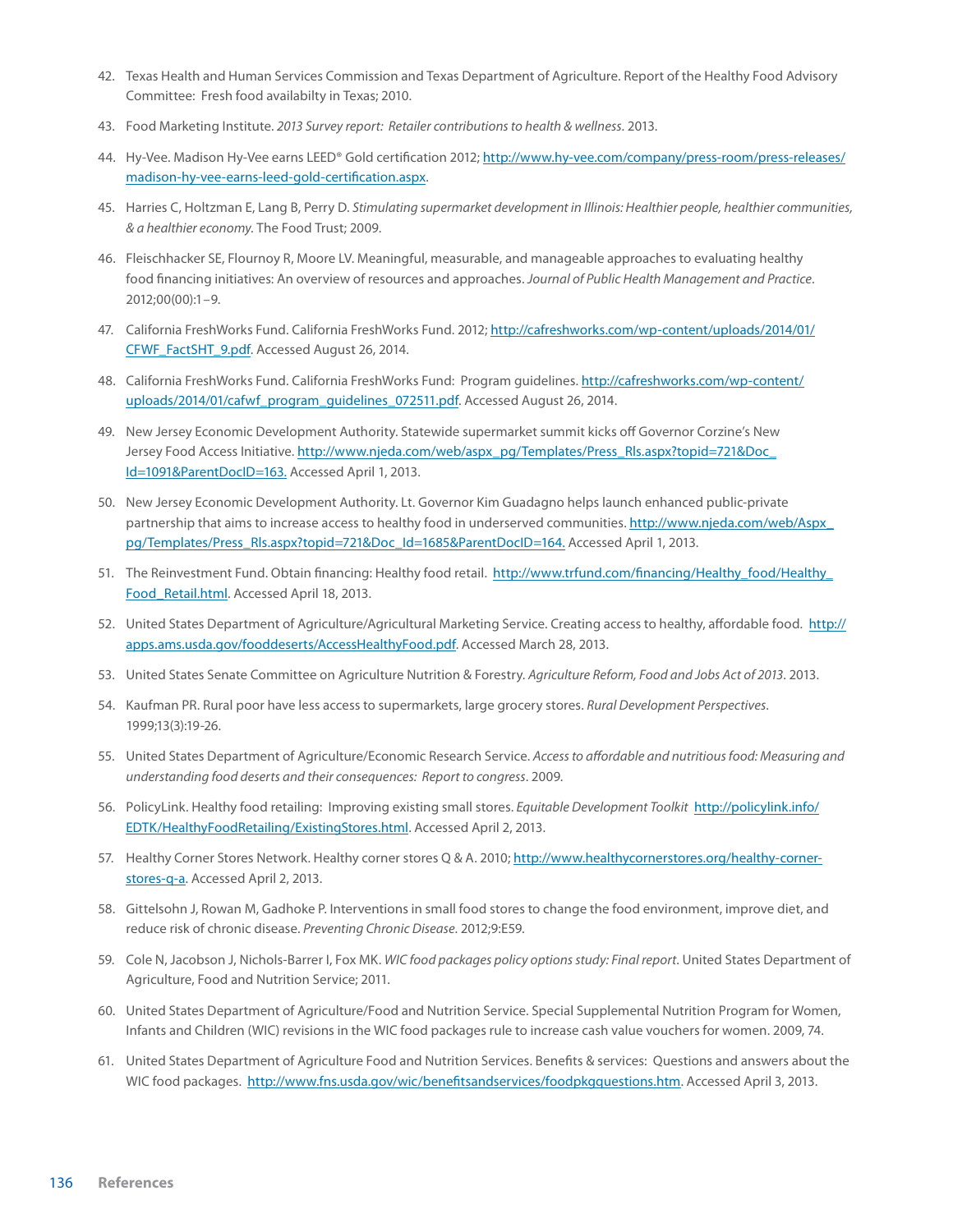42. Texas Health and Human Services Commission and Texas Department of Agriculture. Report of the Healthy Food Advisory Committee: Fresh food availabilty in Texas; 2010.
43. Food Marketing Institute. *2013 Survey report: Retailer contributions to health & wellness.* 2013.
44. Hy-Vee. Madison Hy-Vee earns LEED® Gold certification 2012; http://www.hy-vee.com/company/press-room/press-releases/madison-hy-vee-earns-leed-gold-certification.aspx.
45. Harries C, Holtzman E, Lang B, Perry D. *Stimulating supermarket development in Illinois: Healthier people, healthier communities, & a healthier economy*. The Food Trust; 2009.
46. Fleischhacker SE, Flournoy R, Moore LV. Meaningful, measurable, and manageable approaches to evaluating healthy food financing initiatives: An overview of resources and approaches. *Journal of Public Health Management and Practice*. 2012;00(00):1–9.
47. California FreshWorks Fund. California FreshWorks Fund. 2012; http://cafreshworks.com/wp-content/uploads/2014/01/CFWF_FactSHT_9.pdf. Accessed August 26, 2014.
48. California FreshWorks Fund. California FreshWorks Fund: Program guidelines. http://cafreshworks.com/wp-content/uploads/2014/01/cafwf_program_guidelines_072511.pdf. Accessed August 26, 2014.
49. New Jersey Economic Development Authority. Statewide supermarket summit kicks off Governor Corzine's New Jersey Food Access Initiative. http://www.njeda.com/web/aspx_pg/Templates/Press_Rls.aspx?topid=721&Doc_Id=1091&ParentDocID=163. Accessed April 1, 2013.
50. New Jersey Economic Development Authority. Lt. Governor Kim Guadagno helps launch enhanced public-private partnership that aims to increase access to healthy food in underserved communities. http://www.njeda.com/web/Aspx_pg/Templates/Press_Rls.aspx?topid=721&Doc_Id=1685&ParentDocID=164. Accessed April 1, 2013.
51. The Reinvestment Fund. Obtain financing: Healthy food retail. http://www.trfund.com/financing/Healthy_food/Healthy_Food_Retail.html. Accessed April 18, 2013.
52. United States Department of Agriculture/Agricultural Marketing Service. Creating access to healthy, affordable food. http://apps.ams.usda.gov/fooddeserts/AccessHealthyFood.pdf. Accessed March 28, 2013.
53. United States Senate Committee on Agriculture Nutrition & Forestry. *Agriculture Reform, Food and Jobs Act of 2013*. 2013.
54. Kaufman PR. Rural poor have less access to supermarkets, large grocery stores. *Rural Development Perspectives*. 1999;13(3):19-26.
55. United States Department of Agriculture/Economic Research Service. *Access to affordable and nutritious food: Measuring and understanding food deserts and their consequences: Report to congress*. 2009.
56. PolicyLink. Healthy food retailing: Improving existing small stores. *Equitable Development Toolkit* http://policylink.info/EDTK/HealthyFoodRetailing/ExistingStores.html. Accessed April 2, 2013.
57. Healthy Corner Stores Network. Healthy corner stores Q & A. 2010; http://www.healthycornerstores.org/healthy-corner-stores-q-a. Accessed April 2, 2013.
58. Gittelsohn J, Rowan M, Gadhoke P. Interventions in small food stores to change the food environment, improve diet, and reduce risk of chronic disease. *Preventing Chronic Disease*. 2012;9:E59.
59. Cole N, Jacobson J, Nichols-Barrer I, Fox MK. *WIC food packages policy options study: Final report*. United States Department of Agriculture, Food and Nutrition Service; 2011.
60. United States Department of Agriculture/Food and Nutrition Service. Special Supplemental Nutrition Program for Women, Infants and Children (WIC) revisions in the WIC food packages rule to increase cash value vouchers for women. 2009, 74.
61. United States Department of Agriculture Food and Nutrition Services. Benefits & services: Questions and answers about the WIC food packages. http://www.fns.usda.gov/wic/benefitsandservices/foodpkgquestions.htm. Accessed April 3, 2013.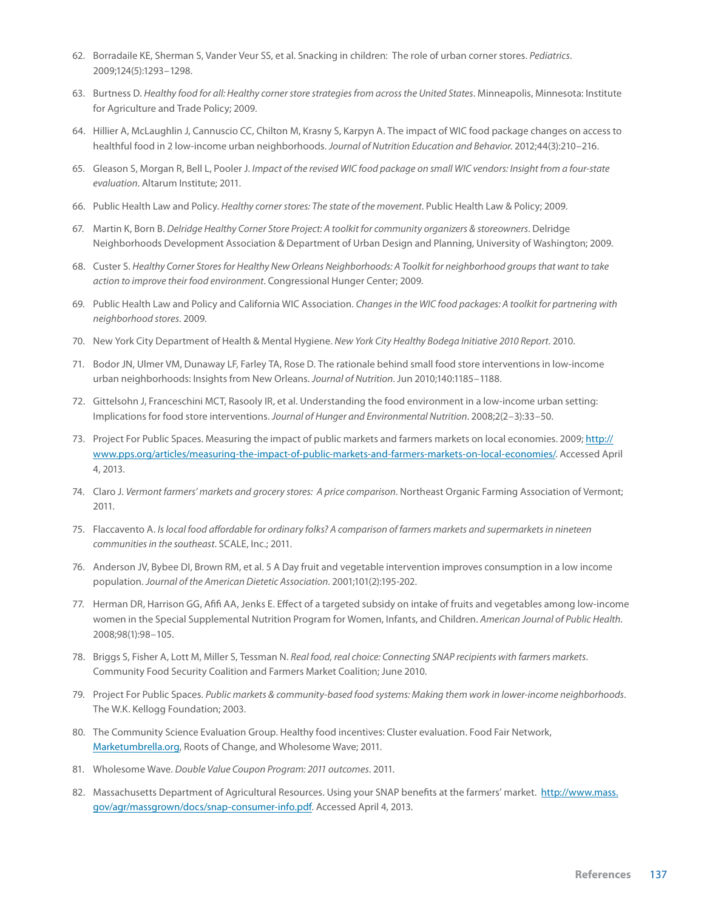62. Borradaile KE, Sherman S, Vander Veur SS, et al. Snacking in children: The role of urban corner stores. *Pediatrics*. 2009;124(5):1293–1298.

63. Burtness D. *Healthy food for all: Healthy corner store strategies from across the United States*. Minneapolis, Minnesota: Institute for Agriculture and Trade Policy; 2009.

64. Hillier A, McLaughlin J, Cannuscio CC, Chilton M, Krasny S, Karpyn A. The impact of WIC food package changes on access to healthful food in 2 low-income urban neighborhoods. *Journal of Nutrition Education and Behavior*. 2012;44(3):210–216.

65. Gleason S, Morgan R, Bell L, Pooler J. *Impact of the revised WIC food package on small WIC vendors: Insight from a four-state evaluation*. Altarum Institute; 2011.

66. Public Health Law and Policy. *Healthy corner stores: The state of the movement*. Public Health Law & Policy; 2009.

67. Martin K, Born B. *Delridge Healthy Corner Store Project: A toolkit for community organizers & storeowners*. Delridge Neighborhoods Development Association & Department of Urban Design and Planning, University of Washington; 2009.

68. Custer S. *Healthy Corner Stores for Healthy New Orleans Neighborhoods: A Toolkit for neighborhood groups that want to take action to improve their food environment*. Congressional Hunger Center; 2009.

69. Public Health Law and Policy and California WIC Association. *Changes in the WIC food packages: A toolkit for partnering with neighborhood stores*. 2009.

70. New York City Department of Health & Mental Hygiene. *New York City Healthy Bodega Initiative 2010 Report*. 2010.

71. Bodor JN, Ulmer VM, Dunaway LF, Farley TA, Rose D. The rationale behind small food store interventions in low-income urban neighborhoods: Insights from New Orleans. *Journal of Nutrition*. Jun 2010;140:1185–1188.

72. Gittelsohn J, Franceschini MCT, Rasooly IR, et al. Understanding the food environment in a low-income urban setting: Implications for food store interventions. *Journal of Hunger and Environmental Nutrition*. 2008;2(2–3):33–50.

73. Project For Public Spaces. Measuring the impact of public markets and farmers markets on local economies. 2009; http://www.pps.org/articles/measuring-the-impact-of-public-markets-and-farmers-markets-on-local-economies/. Accessed April 4, 2013.

74. Claro J. *Vermont farmers' markets and grocery stores: A price comparison*. Northeast Organic Farming Association of Vermont; 2011.

75. Flaccavento A. *Is local food affordable for ordinary folks? A comparison of farmers markets and supermarkets in nineteen communities in the southeast*. SCALE, Inc.; 2011.

76. Anderson JV, Bybee DI, Brown RM, et al. 5 A Day fruit and vegetable intervention improves consumption in a low income population. *Journal of the American Dietetic Association*. 2001;101(2):195-202.

77. Herman DR, Harrison GG, Afifi AA, Jenks E. Effect of a targeted subsidy on intake of fruits and vegetables among low-income women in the Special Supplemental Nutrition Program for Women, Infants, and Children. *American Journal of Public Health*. 2008;98(1):98–105.

78. Briggs S, Fisher A, Lott M, Miller S, Tessman N. *Real food, real choice: Connecting SNAP recipients with farmers markets*. Community Food Security Coalition and Farmers Market Coalition; June 2010.

79. Project For Public Spaces. *Public markets & community-based food systems: Making them work in lower-income neighborhoods*. The W.K. Kellogg Foundation; 2003.

80. The Community Science Evaluation Group. Healthy food incentives: Cluster evaluation. Food Fair Network, Marketumbrella.org, Roots of Change, and Wholesome Wave; 2011.

81. Wholesome Wave. *Double Value Coupon Program: 2011 outcomes*. 2011.

82. Massachusetts Department of Agricultural Resources. Using your SNAP benefits at the farmers' market. http://www.mass.gov/agr/massgrown/docs/snap-consumer-info.pdf. Accessed April 4, 2013.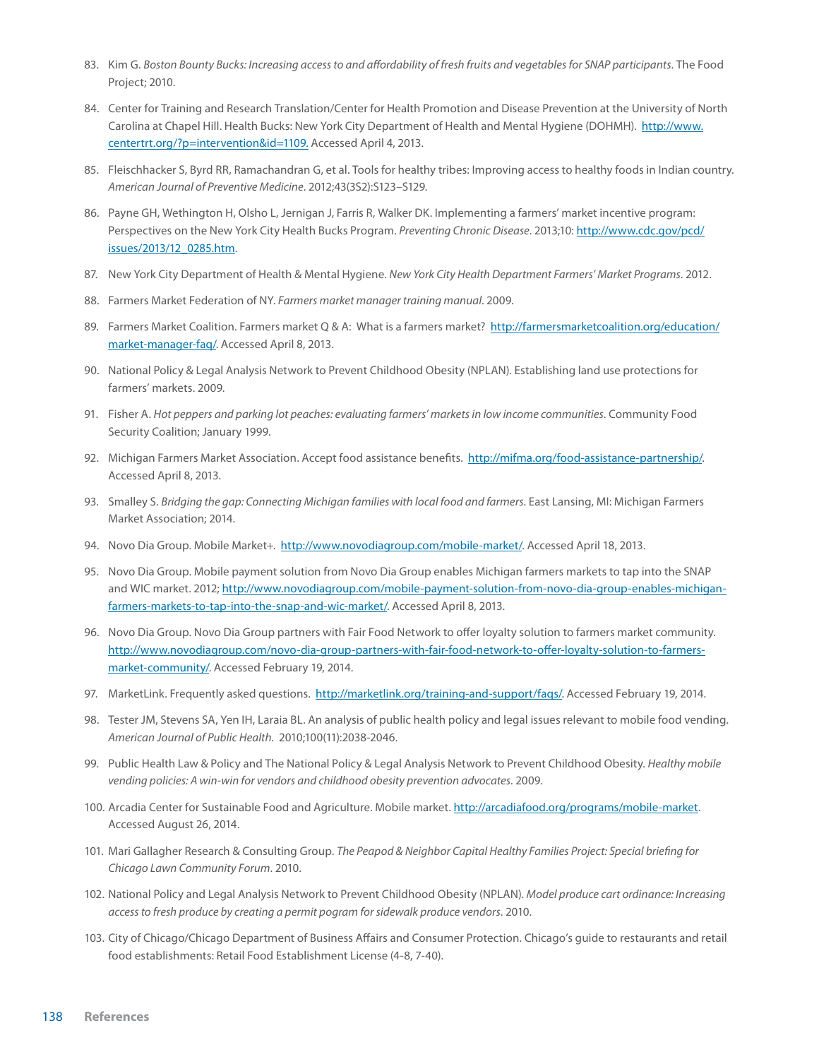83. Kim G. *Boston Bounty Bucks: Increasing access to and affordability of fresh fruits and vegetables for SNAP participants*. The Food Project; 2010.

84. Center for Training and Research Translation/Center for Health Promotion and Disease Prevention at the University of North Carolina at Chapel Hill. Health Bucks: New York City Department of Health and Mental Hygiene (DOHMH). http://www.centertrt.org/?p=intervention&id=1109. Accessed April 4, 2013.

85. Fleischhacker S, Byrd RR, Ramachandran G, et al. Tools for healthy tribes: Improving access to healthy foods in Indian country. *American Journal of Preventive Medicine*. 2012;43(3S2):S123–S129.

86. Payne GH, Wethington H, Olsho L, Jernigan J, Farris R, Walker DK. Implementing a farmers' market incentive program: Perspectives on the New York City Health Bucks Program. *Preventing Chronic Disease*. 2013;10: http://www.cdc.gov/pcd/issues/2013/12_0285.htm.

87. New York City Department of Health & Mental Hygiene. *New York City Health Department Farmers' Market Programs*. 2012.

88. Farmers Market Federation of NY. *Farmers market manager training manual*. 2009.

89. Farmers Market Coalition. Farmers market Q & A: What is a farmers market? http://farmersmarketcoalition.org/education/market-manager-faq/. Accessed April 8, 2013.

90. National Policy & Legal Analysis Network to Prevent Childhood Obesity (NPLAN). Establishing land use protections for farmers' markets. 2009.

91. Fisher A. *Hot peppers and parking lot peaches: evaluating farmers' markets in low income communities*. Community Food Security Coalition; January 1999.

92. Michigan Farmers Market Association. Accept food assistance benefits. http://mifma.org/food-assistance-partnership/. Accessed April 8, 2013.

93. Smalley S. *Bridging the gap: Connecting Michigan families with local food and farmers*. East Lansing, MI: Michigan Farmers Market Association; 2014.

94. Novo Dia Group. Mobile Market+. http://www.novodiagroup.com/mobile-market/. Accessed April 18, 2013.

95. Novo Dia Group. Mobile payment solution from Novo Dia Group enables Michigan farmers markets to tap into the SNAP and WIC market. 2012; http://www.novodiagroup.com/mobile-payment-solution-from-novo-dia-group-enables-michigan-farmers-markets-to-tap-into-the-snap-and-wic-market/. Accessed April 8, 2013.

96. Novo Dia Group. Novo Dia Group partners with Fair Food Network to offer loyalty solution to farmers market community. http://www.novodiagroup.com/novo-dia-group-partners-with-fair-food-network-to-offer-loyalty-solution-to-farmers-market-community/. Accessed February 19, 2014.

97. MarketLink. Frequently asked questions. http://marketlink.org/training-and-support/faqs/. Accessed February 19, 2014.

98. Tester JM, Stevens SA, Yen IH, Laraia BL. An analysis of public health policy and legal issues relevant to mobile food vending. *American Journal of Public Health*. 2010;100(11):2038-2046.

99. Public Health Law & Policy and The National Policy & Legal Analysis Network to Prevent Childhood Obesity. *Healthy mobile vending policies: A win-win for vendors and childhood obesity prevention advocates*. 2009.

100. Arcadia Center for Sustainable Food and Agriculture. Mobile market. http://arcadiafood.org/programs/mobile-market. Accessed August 26, 2014.

101. Mari Gallagher Research & Consulting Group. *The Peapod & Neighbor Capital Healthy Families Project: Special briefing for Chicago Lawn Community Forum*. 2010.

102. National Policy and Legal Analysis Network to Prevent Childhood Obesity (NPLAN). *Model produce cart ordinance: Increasing access to fresh produce by creating a permit pogram for sidewalk produce vendors*. 2010.

103. City of Chicago/Chicago Department of Business Affairs and Consumer Protection. Chicago's guide to restaurants and retail food establishments: Retail Food Establishment License (4-8, 7-40).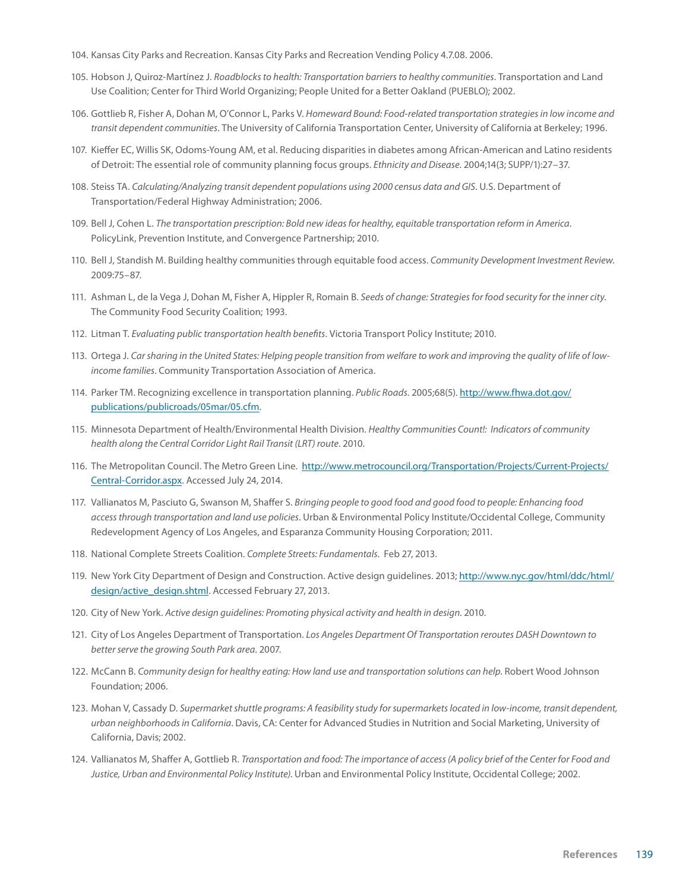104. Kansas City Parks and Recreation. Kansas City Parks and Recreation Vending Policy 4.7.08. 2006.

105. Hobson J, Quiroz-Martínez J. *Roadblocks to health: Transportation barriers to healthy communities*. Transportation and Land Use Coalition; Center for Third World Organizing; People United for a Better Oakland (PUEBLO); 2002.

106. Gottlieb R, Fisher A, Dohan M, O'Connor L, Parks V. *Homeward Bound: Food-related transportation strategies in low income and transit dependent communities*. The University of California Transportation Center, University of California at Berkeley; 1996.

107. Kieffer EC, Willis SK, Odoms-Young AM, et al. Reducing disparities in diabetes among African-American and Latino residents of Detroit: The essential role of community planning focus groups. *Ethnicity and Disease.* 2004;14(3; SUPP/1):27–37.

108. Steiss TA. *Calculating/Analyzing transit dependent populations using 2000 census data and GIS*. U.S. Department of Transportation/Federal Highway Administration; 2006.

109. Bell J, Cohen L. *The transportation prescription: Bold new ideas for healthy, equitable transportation reform in America*. PolicyLink, Prevention Institute, and Convergence Partnership; 2010.

110. Bell J, Standish M. Building healthy communities through equitable food access. *Community Development Investment Review.* 2009:75–87.

111. Ashman L, de la Vega J, Dohan M, Fisher A, Hippler R, Romain B. *Seeds of change: Strategies for food security for the inner city.* The Community Food Security Coalition; 1993.

112. Litman T. *Evaluating public transportation health benefits*. Victoria Transport Policy Institute; 2010.

113. Ortega J. *Car sharing in the United States: Helping people transition from welfare to work and improving the quality of life of low-income families*. Community Transportation Association of America.

114. Parker TM. Recognizing excellence in transportation planning. *Public Roads.* 2005;68(5). http://www.fhwa.dot.gov/publications/publicroads/05mar/05.cfm.

115. Minnesota Department of Health/Environmental Health Division. *Healthy Communities Count!: Indicators of community health along the Central Corridor Light Rail Transit (LRT) route*. 2010.

116. The Metropolitan Council. The Metro Green Line. http://www.metrocouncil.org/Transportation/Projects/Current-Projects/Central-Corridor.aspx. Accessed July 24, 2014.

117. Vallianatos M, Pasciuto G, Swanson M, Shaffer S. *Bringing people to good food and good food to people: Enhancing food access through transportation and land use policies*. Urban & Environmental Policy Institute/Occidental College, Community Redevelopment Agency of Los Angeles, and Esparanza Community Housing Corporation; 2011.

118. National Complete Streets Coalition. *Complete Streets: Fundamentals*. Feb 27, 2013.

119. New York City Department of Design and Construction. Active design guidelines. 2013; http://www.nyc.gov/html/ddc/html/design/active_design.shtml. Accessed February 27, 2013.

120. City of New York. *Active design guidelines: Promoting physical activity and health in design.* 2010.

121. City of Los Angeles Department of Transportation. *Los Angeles Department Of Transportation reroutes DASH Downtown to better serve the growing South Park area*. 2007.

122. McCann B. *Community design for healthy eating: How land use and transportation solutions can help.* Robert Wood Johnson Foundation; 2006.

123. Mohan V, Cassady D. *Supermarket shuttle programs: A feasibility study for supermarkets located in low-income, transit dependent, urban neighborhoods in California*. Davis, CA: Center for Advanced Studies in Nutrition and Social Marketing, University of California, Davis; 2002.

124. Vallianatos M, Shaffer A, Gottlieb R. *Transportation and food: The importance of access (A policy brief of the Center for Food and Justice, Urban and Environmental Policy Institute).* Urban and Environmental Policy Institute, Occidental College; 2002.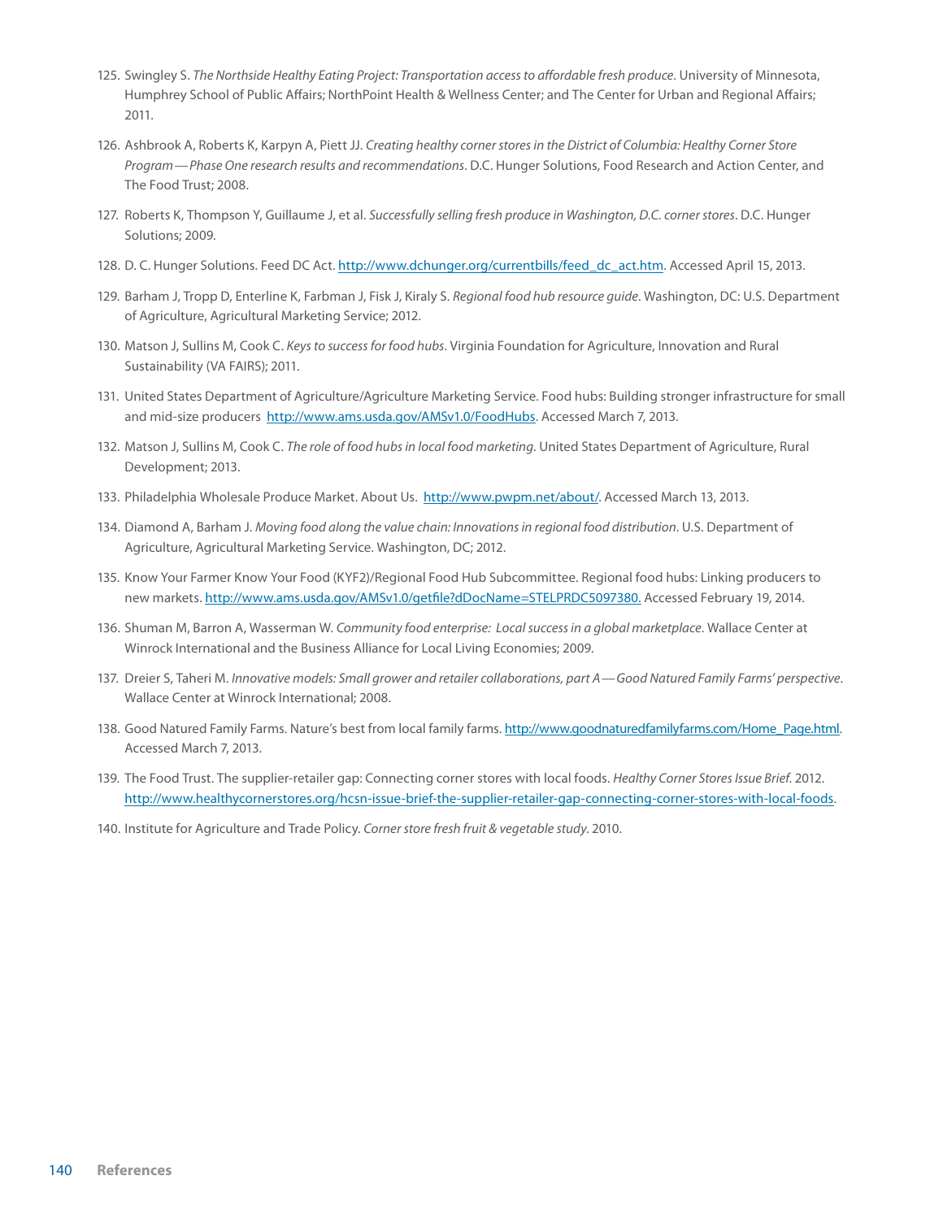125. Swingley S. *The Northside Healthy Eating Project: Transportation access to affordable fresh produce*. University of Minnesota, Humphrey School of Public Affairs; NorthPoint Health & Wellness Center; and The Center for Urban and Regional Affairs; 2011.

126. Ashbrook A, Roberts K, Karpyn A, Piett JJ. *Creating healthy corner stores in the District of Columbia: Healthy Corner Store Program—Phase One research results and recommendations*. D.C. Hunger Solutions, Food Research and Action Center, and The Food Trust; 2008.

127. Roberts K, Thompson Y, Guillaume J, et al. *Successfully selling fresh produce in Washington, D.C. corner stores*. D.C. Hunger Solutions; 2009.

128. D. C. Hunger Solutions. Feed DC Act. http://www.dchunger.org/currentbills/feed_dc_act.htm. Accessed April 15, 2013.

129. Barham J, Tropp D, Enterline K, Farbman J, Fisk J, Kiraly S. *Regional food hub resource guide*. Washington, DC: U.S. Department of Agriculture, Agricultural Marketing Service; 2012.

130. Matson J, Sullins M, Cook C. *Keys to success for food hubs*. Virginia Foundation for Agriculture, Innovation and Rural Sustainability (VA FAIRS); 2011.

131. United States Department of Agriculture/Agriculture Marketing Service. Food hubs: Building stronger infrastructure for small and mid-size producers http://www.ams.usda.gov/AMSv1.0/FoodHubs. Accessed March 7, 2013.

132. Matson J, Sullins M, Cook C. *The role of food hubs in local food marketing*. United States Department of Agriculture, Rural Development; 2013.

133. Philadelphia Wholesale Produce Market. About Us. http://www.pwpm.net/about/. Accessed March 13, 2013.

134. Diamond A, Barham J. *Moving food along the value chain: Innovations in regional food distribution*. U.S. Department of Agriculture, Agricultural Marketing Service. Washington, DC; 2012.

135. Know Your Farmer Know Your Food (KYF2)/Regional Food Hub Subcommittee. Regional food hubs: Linking producers to new markets. http://www.ams.usda.gov/AMSv1.0/getfile?dDocName=STELPRDC5097380. Accessed February 19, 2014.

136. Shuman M, Barron A, Wasserman W. *Community food enterprise: Local success in a global marketplace*. Wallace Center at Winrock International and the Business Alliance for Local Living Economies; 2009.

137. Dreier S, Taheri M. *Innovative models: Small grower and retailer collaborations, part A—Good Natured Family Farms' perspective*. Wallace Center at Winrock International; 2008.

138. Good Natured Family Farms. Nature's best from local family farms. http://www.goodnaturedfamilyfarms.com/Home_Page.html. Accessed March 7, 2013.

139. The Food Trust. The supplier-retailer gap: Connecting corner stores with local foods. *Healthy Corner Stores Issue Brief*. 2012. http://www.healthycornerstores.org/hcsn-issue-brief-the-supplier-retailer-gap-connecting-corner-stores-with-local-foods.

140. Institute for Agriculture and Trade Policy. *Corner store fresh fruit & vegetable study*. 2010.